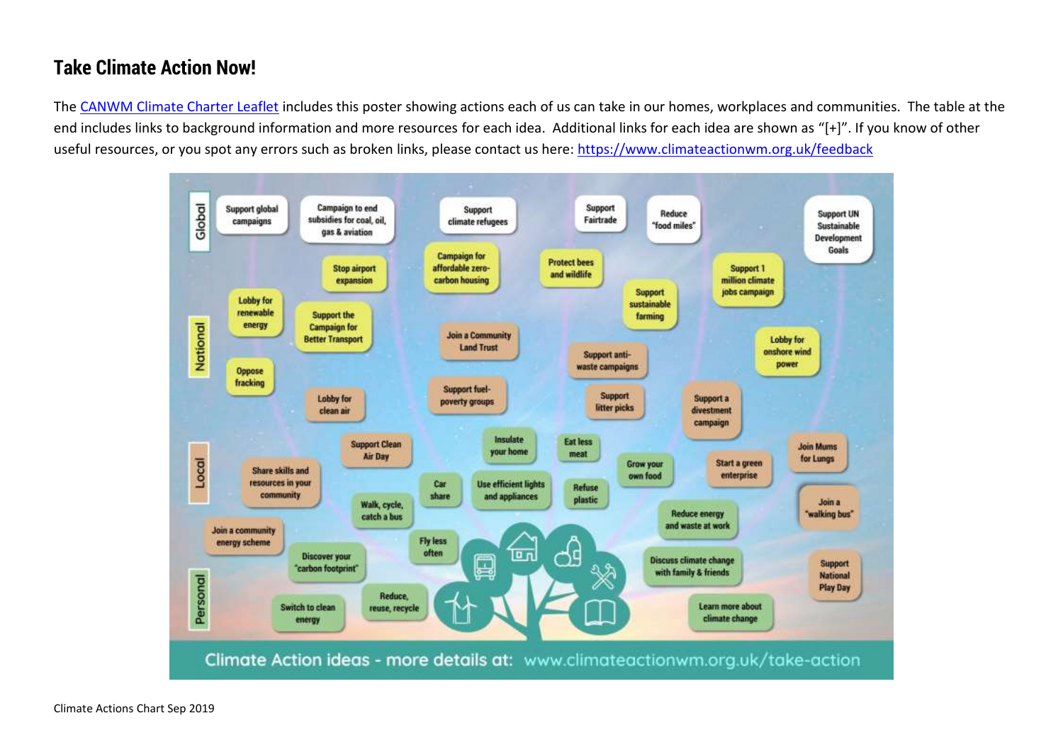# Take Climate Action Now!

The CANWM Climate Charter Leaflet includes this poster showing actions each of us can take in our homes, workplaces and communities. The table at the end includes links to background information and more resources for each idea. Additional links for each idea are shown as "[+]". If you know of other useful resources, or you spot any errors such as broken links, please contact us here: https://www.climateactionwm.org.uk/feedback

Global: Support global campaigns; Campaign to end subsidies for coal, oil, gas & aviation; Support climate refugees; Support Fairtrade; Reduce "food miles"; Support UN Sustainable Development Goals

National: Stop airport expansion; Campaign for affordable zero-carbon housing; Protect bees and wildlife; Support 1 million climate jobs campaign; Support sustainable farming; Lobby for renewable energy; Support the Campaign for Better Transport; Join a Community Land Trust; Support anti-waste campaigns; Lobby for onshore wind power; Oppose fracking; Lobby for clean air; Support fuel-poverty groups; Support litter picks; Support a divestment campaign

Local: Support Clean Air Day; Insulate your home; Eat less meat; Grow your own food; Start a green enterprise; Join Mums for Lungs; Share skills and resources in your community; Car share; Use efficient lights and appliances; Refuse plastic; Join a "walking bus"; Walk, cycle, catch a bus; Reduce energy and waste at work; Join a community energy scheme

Personal: Discover your "carbon footprint"; Fly less often; Discuss climate change with family & friends; Support National Play Day; Reduce, reuse, recycle; Switch to clean energy; Learn more about climate change

Climate Action ideas - more details at: www.climateactionwm.org.uk/take-action

Climate Actions Chart Sep 2019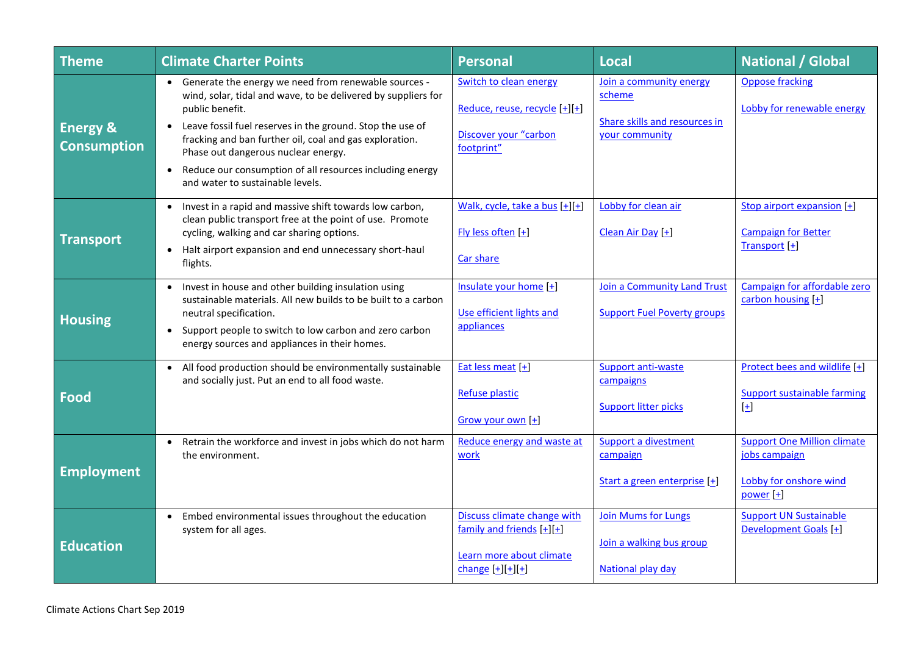| Theme | Climate Charter Points | Personal | Local | National / Global |
|---|---|---|---|---|
| **Energy & Consumption** | • Generate the energy we need from renewable sources - wind, solar, tidal and wave, to be delivered by suppliers for public benefit.<br>• Leave fossil fuel reserves in the ground. Stop the use of fracking and ban further oil, coal and gas exploration. Phase out dangerous nuclear energy.<br>• Reduce our consumption of all resources including energy and water to sustainable levels. | Switch to clean energy<br><br>Reduce, reuse, recycle [+][+]<br><br>Discover your "carbon footprint" | Join a community energy scheme<br><br>Share skills and resources in your community | Oppose fracking<br><br>Lobby for renewable energy |
| **Transport** | • Invest in a rapid and massive shift towards low carbon, clean public transport free at the point of use. Promote cycling, walking and car sharing options.<br>• Halt airport expansion and end unnecessary short-haul flights. | Walk, cycle, take a bus [+][+]<br><br>Fly less often [+]<br><br>Car share | Lobby for clean air<br><br>Clean Air Day [+] | Stop airport expansion [+]<br><br>Campaign for Better Transport [+] |
| **Housing** | • Invest in house and other building insulation using sustainable materials. All new builds to be built to a carbon neutral specification.<br>• Support people to switch to low carbon and zero carbon energy sources and appliances in their homes. | Insulate your home [+]<br><br>Use efficient lights and appliances | Join a Community Land Trust<br><br>Support Fuel Poverty groups | Campaign for affordable zero carbon housing [+] |
| **Food** | • All food production should be environmentally sustainable and socially just. Put an end to all food waste. | Eat less meat [+]<br><br>Refuse plastic<br><br>Grow your own [+] | Support anti-waste campaigns<br><br>Support litter picks | Protect bees and wildlife [+]<br><br>Support sustainable farming [+] |
| **Employment** | • Retrain the workforce and invest in jobs which do not harm the environment. | Reduce energy and waste at work | Support a divestment campaign<br><br>Start a green enterprise [+] | Support One Million climate jobs campaign<br><br>Lobby for onshore wind power [+] |
| **Education** | • Embed environmental issues throughout the education system for all ages. | Discuss climate change with family and friends [+][+]<br><br>Learn more about climate change [+][+][+] | Join Mums for Lungs<br><br>Join a walking bus group<br><br>National play day | Support UN Sustainable Development Goals [+] |

Climate Actions Chart Sep 2019